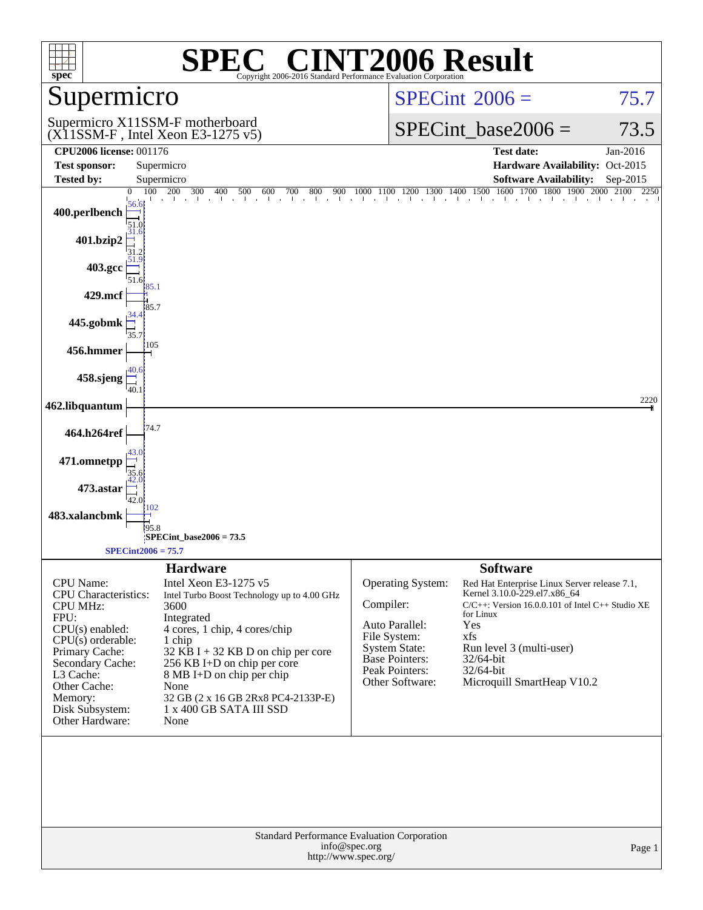# SPEC® CINT2006 Result

Copyright 2006-2016 Standard Performance Evaluation Corporation

## Supermicro

Supermicro X11SSM-F motherboard
(X11SSM-F , Intel Xeon E3-1275 v5)

SPECint 2006 = 75.7

SPECint_base2006 = 73.5

| | | | |
|---|---|---|---|
| **CPU2006 license:** 001176 | | **Test date:** | Jan-2016 |
| **Test sponsor:** | Supermicro | **Hardware Availability:** | Oct-2015 |
| **Tested by:** | Supermicro | **Software Availability:** | Sep-2015 |

| Benchmark | Peak | Base |
|---|---|---|
| 400.perlbench | 56.6 | 51.0 |
| 401.bzip2 | 31.6 | 31.2 |
| 403.gcc | 51.9 | 51.6 |
| 429.mcf | 85.1 | 85.7 |
| 445.gobmk | 34.4 | 35.7 |
| 456.hmmer | 105 | 105 |
| 458.sjeng | 40.6 | 40.1 |
| 462.libquantum | 2220 | 2220 |
| 464.h264ref | 74.7 | 74.7 |
| 471.omnetpp | 43.0 | 35.6 |
| 473.astar | 42.0 | 42.0 |
| 483.xalancbmk | 102 | 95.8 |

SPECint_base2006 = 73.5

SPECint2006 = 75.7

## Hardware

| | |
|---|---|
| CPU Name: | Intel Xeon E3-1275 v5 |
| CPU Characteristics: | Intel Turbo Boost Technology up to 4.00 GHz |
| CPU MHz: | 3600 |
| FPU: | Integrated |
| CPU(s) enabled: | 4 cores, 1 chip, 4 cores/chip |
| CPU(s) orderable: | 1 chip |
| Primary Cache: | 32 KB I + 32 KB D on chip per core |
| Secondary Cache: | 256 KB I+D on chip per core |
| L3 Cache: | 8 MB I+D on chip per chip |
| Other Cache: | None |
| Memory: | 32 GB (2 x 16 GB 2Rx8 PC4-2133P-E) |
| Disk Subsystem: | 1 x 400 GB SATA III SSD |
| Other Hardware: | None |

## Software

| | |
|---|---|
| Operating System: | Red Hat Enterprise Linux Server release 7.1, Kernel 3.10.0-229.el7.x86_64 |
| Compiler: | C/C++: Version 16.0.0.101 of Intel C++ Studio XE for Linux |
| Auto Parallel: | Yes |
| File System: | xfs |
| System State: | Run level 3 (multi-user) |
| Base Pointers: | 32/64-bit |
| Peak Pointers: | 32/64-bit |
| Other Software: | Microquill SmartHeap V10.2 |

Standard Performance Evaluation Corporation
info@spec.org
http://www.spec.org/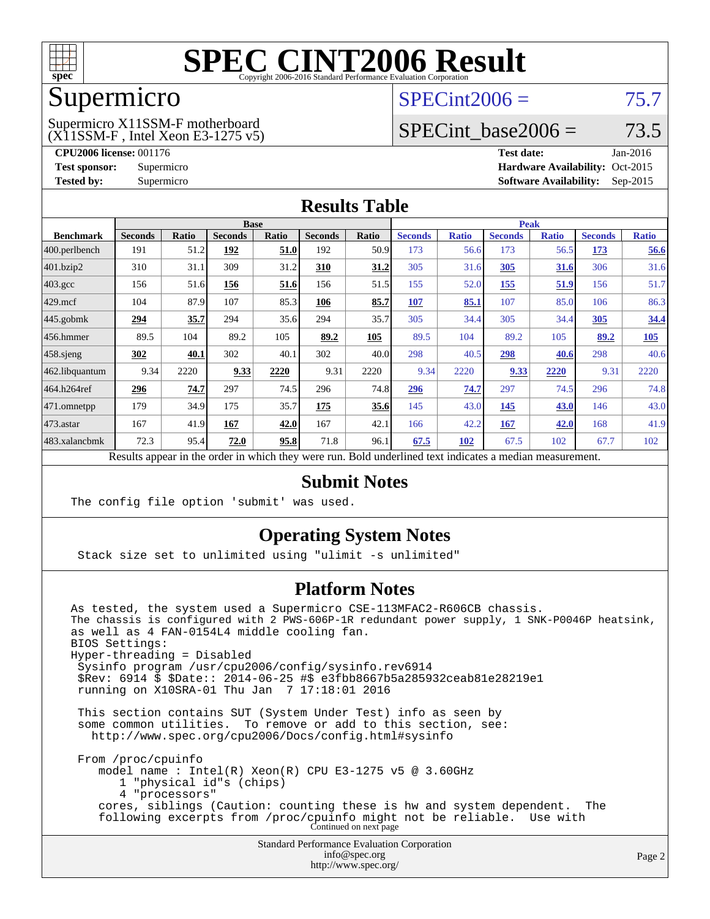# SPEC CINT2006 Result

Copyright 2006-2016 Standard Performance Evaluation Corporation

## Supermicro

Supermicro X11SSM-F motherboard
(X11SSM-F , Intel Xeon E3-1275 v5)

SPECint2006 = 75.7

SPECint_base2006 = 73.5

**CPU2006 license:** 001176
**Test sponsor:** Supermicro
**Tested by:** Supermicro

**Test date:** Jan-2016
**Hardware Availability:** Oct-2015
**Software Availability:** Sep-2015

## Results Table

| Benchmark | Base | | | | | | Peak | | | | | |
|---|---|---|---|---|---|---|---|---|---|---|---|---|
| | Seconds | Ratio | Seconds | Ratio | Seconds | Ratio | Seconds | Ratio | Seconds | Ratio | Seconds | Ratio |
| 400.perlbench | 191 | 51.2 | **192** | **51.0** | 192 | 50.9 | 173 | 56.6 | 173 | 56.5 | **173** | **56.6** |
| 401.bzip2 | 310 | 31.1 | 309 | 31.2 | **310** | **31.2** | 305 | 31.6 | **305** | **31.6** | 306 | 31.6 |
| 403.gcc | 156 | 51.6 | **156** | **51.6** | 156 | 51.5 | 155 | 52.0 | **155** | **51.9** | 156 | 51.7 |
| 429.mcf | 104 | 87.9 | 107 | 85.3 | **106** | **85.7** | **107** | **85.1** | 107 | 85.0 | 106 | 86.3 |
| 445.gobmk | **294** | **35.7** | 294 | 35.6 | 294 | 35.7 | 305 | 34.4 | 305 | 34.4 | **305** | **34.4** |
| 456.hmmer | 89.5 | 104 | 89.2 | 105 | **89.2** | **105** | 89.5 | 104 | 89.2 | 105 | **89.2** | **105** |
| 458.sjeng | **302** | **40.1** | 302 | 40.1 | 302 | 40.0 | 298 | 40.5 | **298** | **40.6** | 298 | 40.6 |
| 462.libquantum | 9.34 | 2220 | **9.33** | **2220** | 9.31 | 2220 | 9.34 | 2220 | **9.33** | **2220** | 9.31 | 2220 |
| 464.h264ref | **296** | **74.7** | 297 | 74.5 | 296 | 74.8 | **296** | **74.7** | 297 | 74.5 | 296 | 74.8 |
| 471.omnetpp | 179 | 34.9 | 175 | 35.7 | **175** | **35.6** | 145 | 43.0 | **145** | **43.0** | 146 | 43.0 |
| 473.astar | 167 | 41.9 | **167** | **42.0** | 167 | 42.1 | 166 | 42.2 | **167** | **42.0** | 168 | 41.9 |
| 483.xalancbmk | 72.3 | 95.4 | **72.0** | **95.8** | 71.8 | 96.1 | **67.5** | **102** | 67.5 | 102 | 67.7 | 102 |

Results appear in the order in which they were run. Bold underlined text indicates a median measurement.

## Submit Notes

```
The config file option 'submit' was used.
```

## Operating System Notes

```
Stack size set to unlimited using "ulimit -s unlimited"
```

## Platform Notes

```
As tested, the system used a Supermicro CSE-113MFAC2-R606CB chassis.
The chassis is configured with 2 PWS-606P-1R redundant power supply, 1 SNK-P0046P heatsink,
as well as 4 FAN-0154L4 middle cooling fan.
BIOS Settings:
Hyper-threading = Disabled
 Sysinfo program /usr/cpu2006/config/sysinfo.rev6914
 $Rev: 6914 $ $Date:: 2014-06-25 #$ e3fbb8667b5a285932ceab81e28219e1
 running on X10SRA-01 Thu Jan  7 17:18:01 2016

 This section contains SUT (System Under Test) info as seen by
 some common utilities.  To remove or add to this section, see:
   http://www.spec.org/cpu2006/Docs/config.html#sysinfo

 From /proc/cpuinfo
    model name : Intel(R) Xeon(R) CPU E3-1275 v5 @ 3.60GHz
       1 "physical id"s (chips)
       4 "processors"
    cores, siblings (Caution: counting these is hw and system dependent.  The
    following excerpts from /proc/cpuinfo might not be reliable.  Use with
```

Continued on next page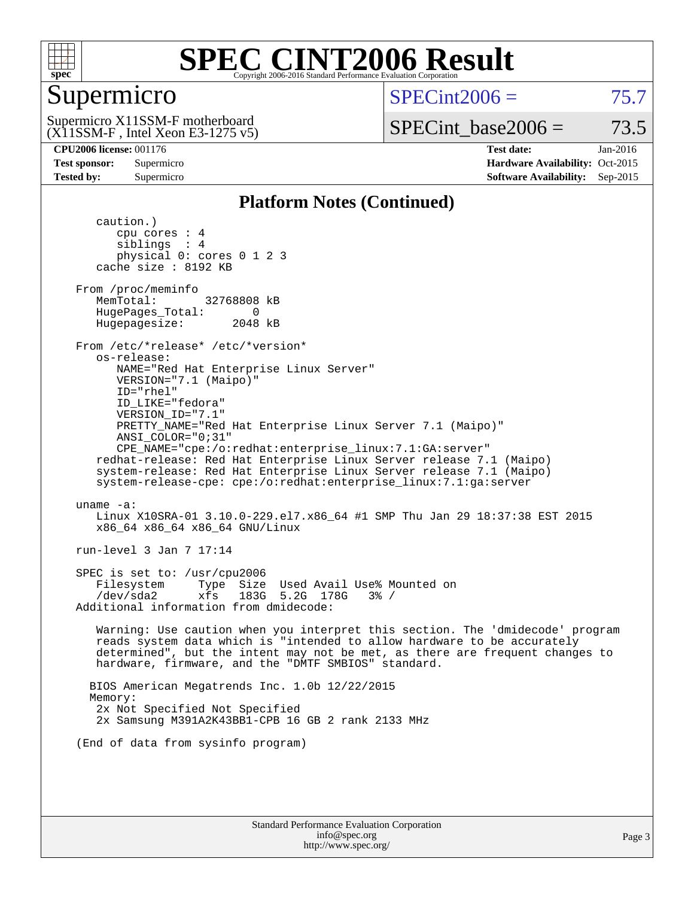# SPEC CINT2006 Result

Copyright 2006-2016 Standard Performance Evaluation Corporation

## Supermicro

Supermicro X11SSM-F motherboard
(X11SSM-F , Intel Xeon E3-1275 v5)

SPECint2006 = 75.7

SPECint_base2006 = 73.5

**CPU2006 license:** 001176
**Test sponsor:** Supermicro
**Tested by:** Supermicro

**Test date:** Jan-2016
**Hardware Availability:** Oct-2015
**Software Availability:** Sep-2015

### Platform Notes (Continued)

```
      caution.)
         cpu cores : 4
         siblings  : 4
         physical 0: cores 0 1 2 3
      cache size : 8192 KB

   From /proc/meminfo
      MemTotal:       32768808 kB
      HugePages_Total:       0
      Hugepagesize:       2048 kB

   From /etc/*release* /etc/*version*
      os-release:
         NAME="Red Hat Enterprise Linux Server"
         VERSION="7.1 (Maipo)"
         ID="rhel"
         ID_LIKE="fedora"
         VERSION_ID="7.1"
         PRETTY_NAME="Red Hat Enterprise Linux Server 7.1 (Maipo)"
         ANSI_COLOR="0;31"
         CPE_NAME="cpe:/o:redhat:enterprise_linux:7.1:GA:server"
      redhat-release: Red Hat Enterprise Linux Server release 7.1 (Maipo)
      system-release: Red Hat Enterprise Linux Server release 7.1 (Maipo)
      system-release-cpe: cpe:/o:redhat:enterprise_linux:7.1:ga:server

   uname -a:
      Linux X10SRA-01 3.10.0-229.el7.x86_64 #1 SMP Thu Jan 29 18:37:38 EST 2015
      x86_64 x86_64 x86_64 GNU/Linux

   run-level 3 Jan 7 17:14

   SPEC is set to: /usr/cpu2006
      Filesystem     Type  Size  Used Avail Use% Mounted on
      /dev/sda2      xfs   183G  5.2G  178G   3% /
   Additional information from dmidecode:

      Warning: Use caution when you interpret this section. The 'dmidecode' program
      reads system data which is "intended to allow hardware to be accurately
      determined", but the intent may not be met, as there are frequent changes to
      hardware, firmware, and the "DMTF SMBIOS" standard.

     BIOS American Megatrends Inc. 1.0b 12/22/2015
     Memory:
      2x Not Specified Not Specified
      2x Samsung M391A2K43BB1-CPB 16 GB 2 rank 2133 MHz

   (End of data from sysinfo program)
```

Standard Performance Evaluation Corporation
info@spec.org
http://www.spec.org/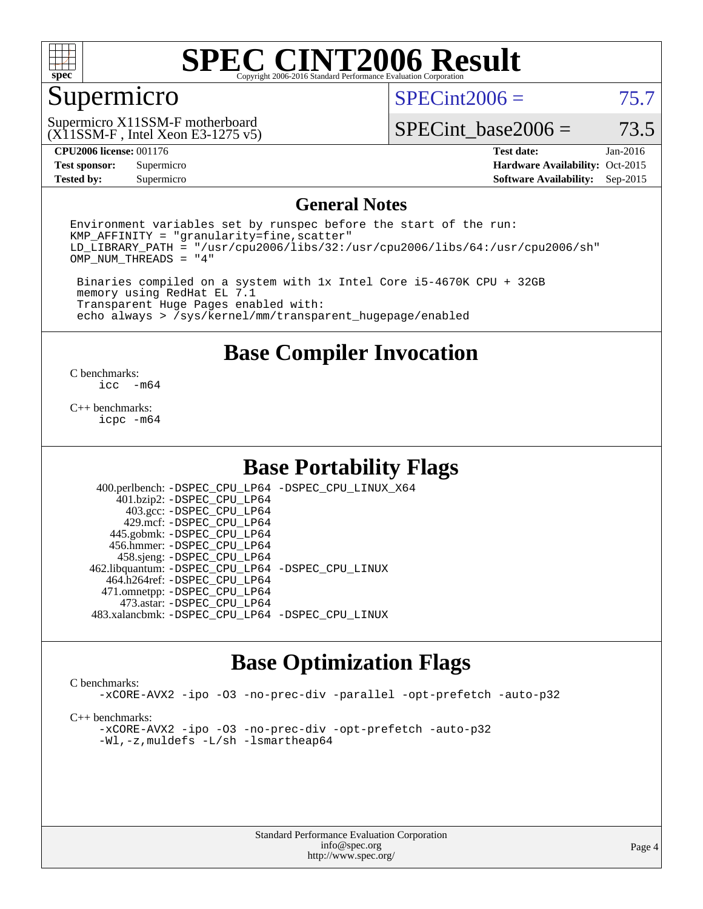# SPEC CINT2006 Result

Copyright 2006-2016 Standard Performance Evaluation Corporation

## Supermicro

Supermicro X11SSM-F motherboard
(X11SSM-F , Intel Xeon E3-1275 v5)

SPECint2006 = 75.7

SPECint_base2006 = 73.5

**CPU2006 license:** 001176
**Test sponsor:** Supermicro
**Tested by:** Supermicro

**Test date:** Jan-2016
**Hardware Availability:** Oct-2015
**Software Availability:** Sep-2015

## General Notes

```
Environment variables set by runspec before the start of the run:
KMP_AFFINITY = "granularity=fine,scatter"
LD_LIBRARY_PATH = "/usr/cpu2006/libs/32:/usr/cpu2006/libs/64:/usr/cpu2006/sh"
OMP_NUM_THREADS = "4"

 Binaries compiled on a system with 1x Intel Core i5-4670K CPU + 32GB
 memory using RedHat EL 7.1
 Transparent Huge Pages enabled with:
 echo always > /sys/kernel/mm/transparent_hugepage/enabled
```

## Base Compiler Invocation

C benchmarks:
```
icc  -m64
```

C++ benchmarks:
```
icpc -m64
```

## Base Portability Flags

| | |
|---|---|
| 400.perlbench: | -DSPEC_CPU_LP64 -DSPEC_CPU_LINUX_X64 |
| 401.bzip2: | -DSPEC_CPU_LP64 |
| 403.gcc: | -DSPEC_CPU_LP64 |
| 429.mcf: | -DSPEC_CPU_LP64 |
| 445.gobmk: | -DSPEC_CPU_LP64 |
| 456.hmmer: | -DSPEC_CPU_LP64 |
| 458.sjeng: | -DSPEC_CPU_LP64 |
| 462.libquantum: | -DSPEC_CPU_LP64 -DSPEC_CPU_LINUX |
| 464.h264ref: | -DSPEC_CPU_LP64 |
| 471.omnetpp: | -DSPEC_CPU_LP64 |
| 473.astar: | -DSPEC_CPU_LP64 |
| 483.xalancbmk: | -DSPEC_CPU_LP64 -DSPEC_CPU_LINUX |

## Base Optimization Flags

C benchmarks:
```
-xCORE-AVX2 -ipo -O3 -no-prec-div -parallel -opt-prefetch -auto-p32
```

C++ benchmarks:
```
-xCORE-AVX2 -ipo -O3 -no-prec-div -opt-prefetch -auto-p32
-Wl,-z,muldefs -L/sh -lsmartheap64
```

Standard Performance Evaluation Corporation
info@spec.org
http://www.spec.org/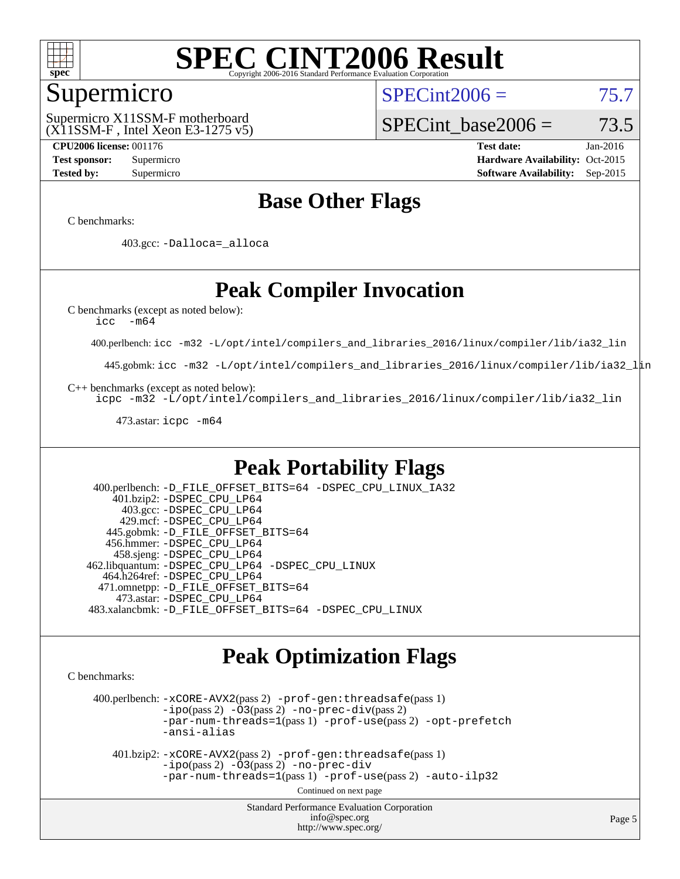# SPEC CINT2006 Result

## Supermicro

Supermicro X11SSM-F motherboard
(X11SSM-F , Intel Xeon E3-1275 v5)

SPECint2006 = 75.7

SPECint_base2006 = 73.5

**CPU2006 license:** 001176
**Test sponsor:** Supermicro
**Tested by:** Supermicro

**Test date:** Jan-2016
**Hardware Availability:** Oct-2015
**Software Availability:** Sep-2015

## Base Other Flags

C benchmarks:

403.gcc: -Dalloca=_alloca

## Peak Compiler Invocation

C benchmarks (except as noted below):
icc -m64

400.perlbench: icc -m32 -L/opt/intel/compilers_and_libraries_2016/linux/compiler/lib/ia32_lin

445.gobmk: icc -m32 -L/opt/intel/compilers_and_libraries_2016/linux/compiler/lib/ia32_lin

C++ benchmarks (except as noted below):
icpc -m32 -L/opt/intel/compilers_and_libraries_2016/linux/compiler/lib/ia32_lin

473.astar: icpc -m64

## Peak Portability Flags

400.perlbench: -D_FILE_OFFSET_BITS=64 -DSPEC_CPU_LINUX_IA32
401.bzip2: -DSPEC_CPU_LP64
403.gcc: -DSPEC_CPU_LP64
429.mcf: -DSPEC_CPU_LP64
445.gobmk: -D_FILE_OFFSET_BITS=64
456.hmmer: -DSPEC_CPU_LP64
458.sjeng: -DSPEC_CPU_LP64
462.libquantum: -DSPEC_CPU_LP64 -DSPEC_CPU_LINUX
464.h264ref: -DSPEC_CPU_LP64
471.omnetpp: -D_FILE_OFFSET_BITS=64
473.astar: -DSPEC_CPU_LP64
483.xalancbmk: -D_FILE_OFFSET_BITS=64 -DSPEC_CPU_LINUX

## Peak Optimization Flags

C benchmarks:

400.perlbench: -xCORE-AVX2(pass 2) -prof-gen:threadsafe(pass 1) -ipo(pass 2) -O3(pass 2) -no-prec-div(pass 2) -par-num-threads=1(pass 1) -prof-use(pass 2) -opt-prefetch -ansi-alias

401.bzip2: -xCORE-AVX2(pass 2) -prof-gen:threadsafe(pass 1) -ipo(pass 2) -O3(pass 2) -no-prec-div -par-num-threads=1(pass 1) -prof-use(pass 2) -auto-ilp32

Continued on next page

Standard Performance Evaluation Corporation
info@spec.org
http://www.spec.org/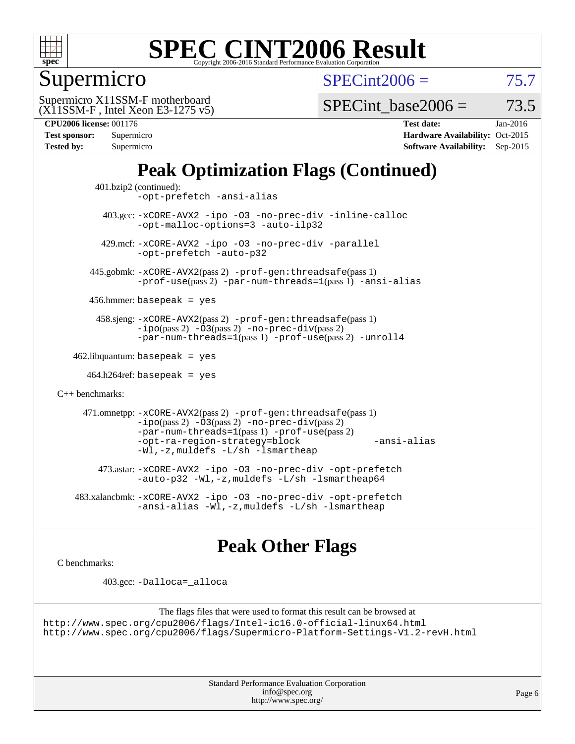# SPEC CINT2006 Result

Copyright 2006-2016 Standard Performance Evaluation Corporation

## Supermicro

Supermicro X11SSM-F motherboard
(X11SSM-F , Intel Xeon E3-1275 v5)

SPECint2006 = 75.7

SPECint_base2006 = 73.5

**CPU2006 license:** 001176
**Test sponsor:** Supermicro
**Tested by:** Supermicro

**Test date:** Jan-2016
**Hardware Availability:** Oct-2015
**Software Availability:** Sep-2015

## Peak Optimization Flags (Continued)

401.bzip2 (continued):
-opt-prefetch -ansi-alias

403.gcc: -xCORE-AVX2 -ipo -O3 -no-prec-div -inline-calloc -opt-malloc-options=3 -auto-ilp32

429.mcf: -xCORE-AVX2 -ipo -O3 -no-prec-div -parallel -opt-prefetch -auto-p32

445.gobmk: -xCORE-AVX2(pass 2) -prof-gen:threadsafe(pass 1) -prof-use(pass 2) -par-num-threads=1(pass 1) -ansi-alias

456.hmmer: basepeak = yes

458.sjeng: -xCORE-AVX2(pass 2) -prof-gen:threadsafe(pass 1) -ipo(pass 2) -O3(pass 2) -no-prec-div(pass 2) -par-num-threads=1(pass 1) -prof-use(pass 2) -unroll4

462.libquantum: basepeak = yes

464.h264ref: basepeak = yes

C++ benchmarks:

471.omnetpp: -xCORE-AVX2(pass 2) -prof-gen:threadsafe(pass 1) -ipo(pass 2) -O3(pass 2) -no-prec-div(pass 2) -par-num-threads=1(pass 1) -prof-use(pass 2) -opt-ra-region-strategy=block -ansi-alias -Wl,-z,muldefs -L/sh -lsmartheap

473.astar: -xCORE-AVX2 -ipo -O3 -no-prec-div -opt-prefetch -auto-p32 -Wl,-z,muldefs -L/sh -lsmartheap64

483.xalancbmk: -xCORE-AVX2 -ipo -O3 -no-prec-div -opt-prefetch -ansi-alias -Wl,-z,muldefs -L/sh -lsmartheap

## Peak Other Flags

C benchmarks:

403.gcc: -Dalloca=_alloca

The flags files that were used to format this result can be browsed at
http://www.spec.org/cpu2006/flags/Intel-ic16.0-official-linux64.html
http://www.spec.org/cpu2006/flags/Supermicro-Platform-Settings-V1.2-revH.html

Standard Performance Evaluation Corporation
info@spec.org
http://www.spec.org/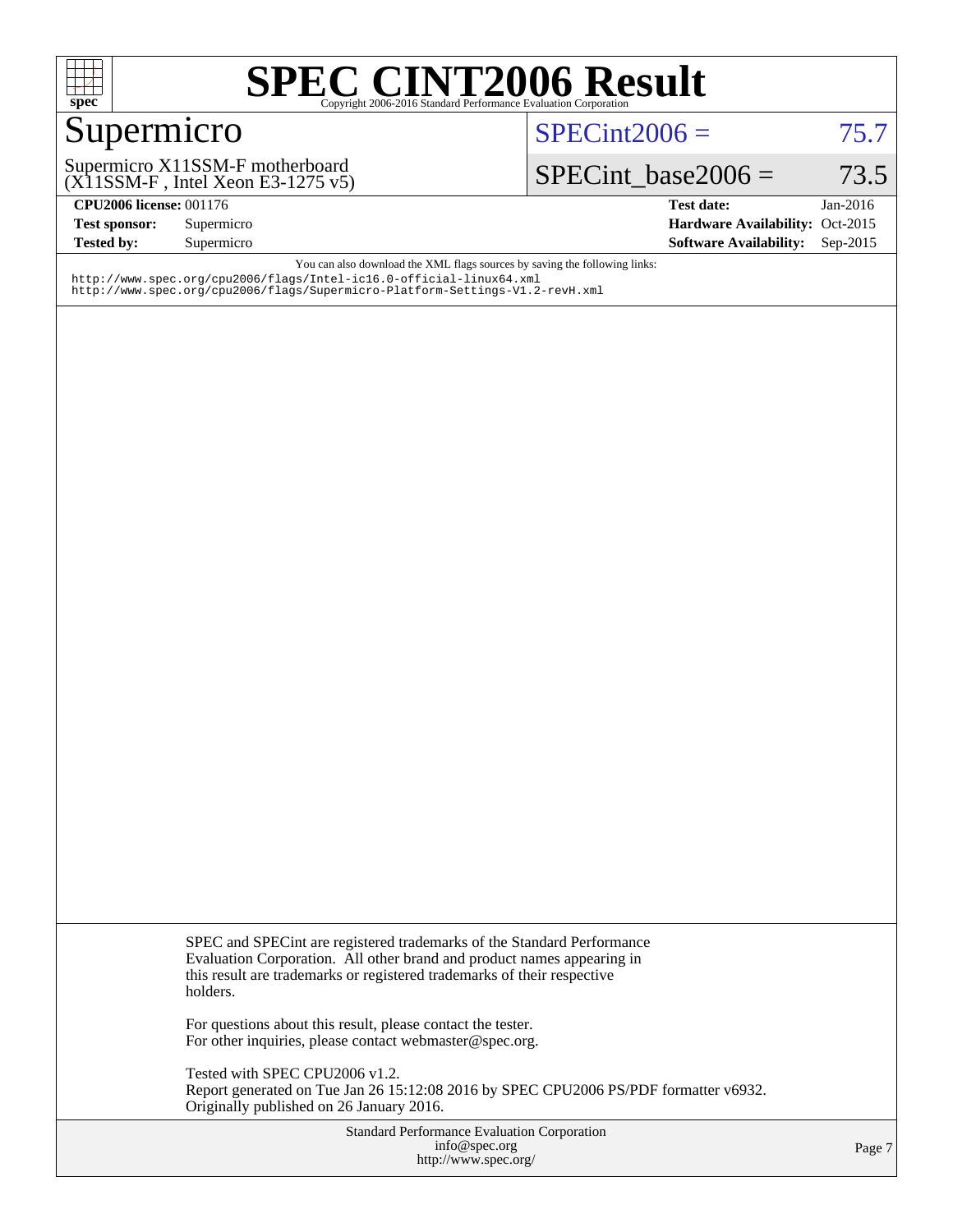# SPEC CINT2006 Result

Copyright 2006-2016 Standard Performance Evaluation Corporation

## Supermicro

Supermicro X11SSM-F motherboard
(X11SSM-F , Intel Xeon E3-1275 v5)

SPECint2006 = 75.7

SPECint_base2006 = 73.5

| | | | |
|---|---|---|---|
| **CPU2006 license:** 001176 | | **Test date:** | Jan-2016 |
| **Test sponsor:** | Supermicro | **Hardware Availability:** | Oct-2015 |
| **Tested by:** | Supermicro | **Software Availability:** | Sep-2015 |

You can also download the XML flags sources by saving the following links:

```
http://www.spec.org/cpu2006/flags/Intel-ic16.0-official-linux64.xml
http://www.spec.org/cpu2006/flags/Supermicro-Platform-Settings-V1.2-revH.xml
```

SPEC and SPECint are registered trademarks of the Standard Performance Evaluation Corporation. All other brand and product names appearing in this result are trademarks or registered trademarks of their respective holders.

For questions about this result, please contact the tester.
For other inquiries, please contact webmaster@spec.org.

Tested with SPEC CPU2006 v1.2.
Report generated on Tue Jan 26 15:12:08 2016 by SPEC CPU2006 PS/PDF formatter v6932.
Originally published on 26 January 2016.

Standard Performance Evaluation Corporation
info@spec.org
http://www.spec.org/